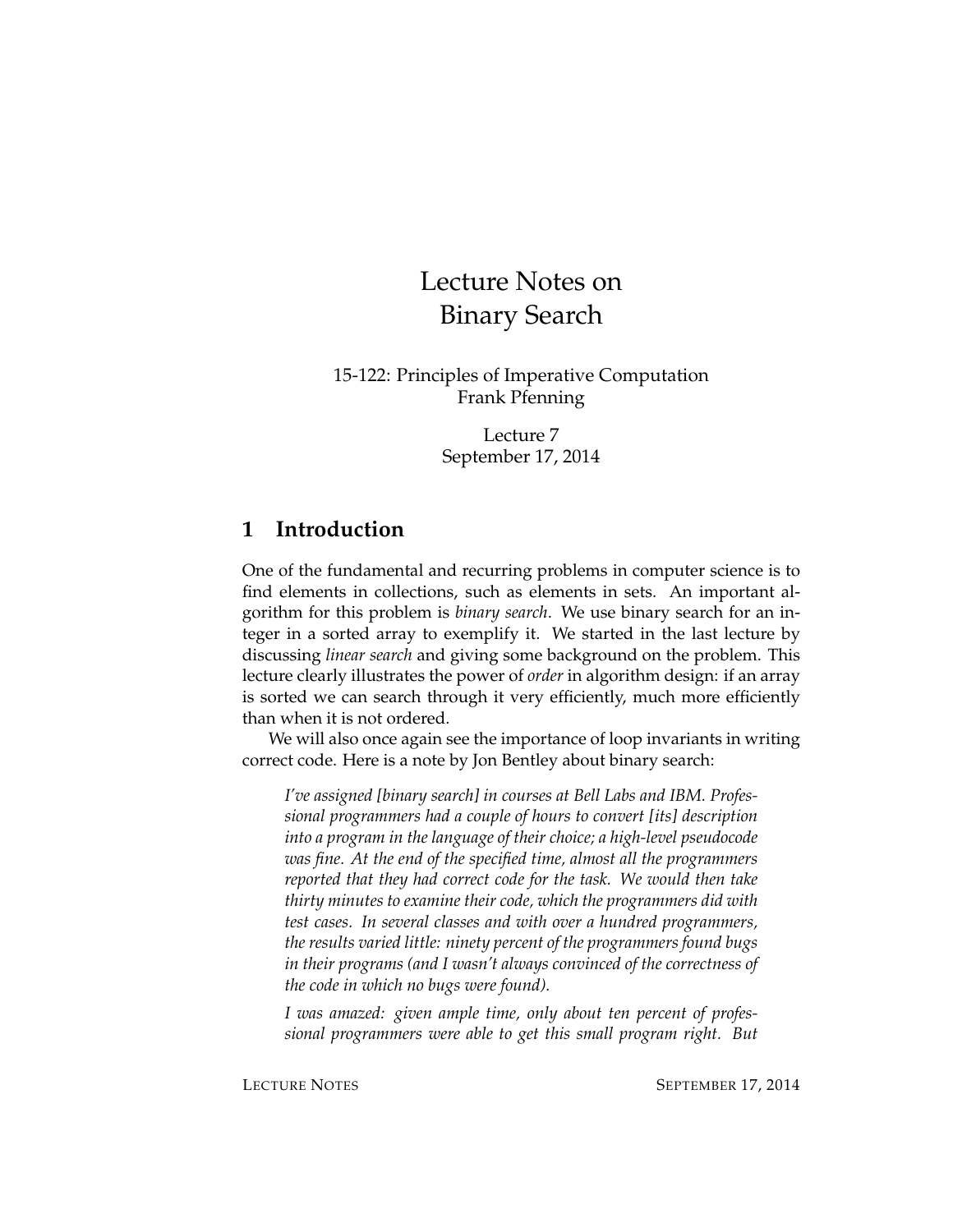# Lecture Notes on Binary Search

15-122: Principles of Imperative Computation
Frank Pfenning

Lecture 7
September 17, 2014

## 1 Introduction

One of the fundamental and recurring problems in computer science is to find elements in collections, such as elements in sets. An important algorithm for this problem is *binary search*. We use binary search for an integer in a sorted array to exemplify it. We started in the last lecture by discussing *linear search* and giving some background on the problem. This lecture clearly illustrates the power of *order* in algorithm design: if an array is sorted we can search through it very efficiently, much more efficiently than when it is not ordered.

We will also once again see the importance of loop invariants in writing correct code. Here is a note by Jon Bentley about binary search:

> *I've assigned [binary search] in courses at Bell Labs and IBM. Professional programmers had a couple of hours to convert [its] description into a program in the language of their choice; a high-level pseudocode was fine. At the end of the specified time, almost all the programmers reported that they had correct code for the task. We would then take thirty minutes to examine their code, which the programmers did with test cases. In several classes and with over a hundred programmers, the results varied little: ninety percent of the programmers found bugs in their programs (and I wasn't always convinced of the correctness of the code in which no bugs were found).*
>
> *I was amazed: given ample time, only about ten percent of professional programmers were able to get this small program right. But*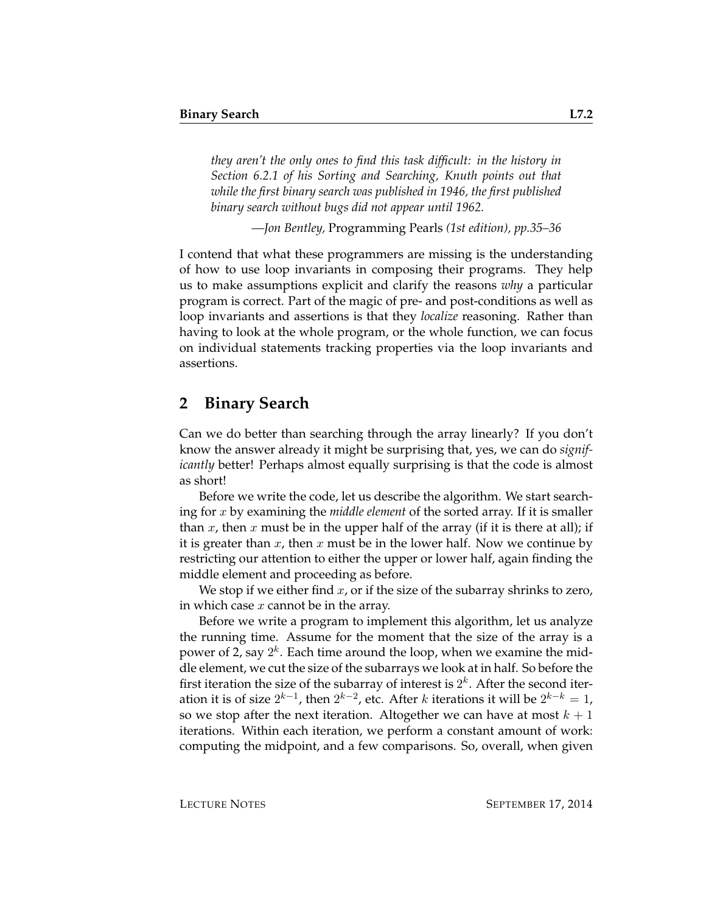*they aren't the only ones to find this task difficult: in the history in Section 6.2.1 of his Sorting and Searching, Knuth points out that while the first binary search was published in 1946, the first published binary search without bugs did not appear until 1962.*

—*Jon Bentley,* Programming Pearls *(1st edition), pp.35–36*

I contend that what these programmers are missing is the understanding of how to use loop invariants in composing their programs. They help us to make assumptions explicit and clarify the reasons *why* a particular program is correct. Part of the magic of pre- and post-conditions as well as loop invariants and assertions is that they *localize* reasoning. Rather than having to look at the whole program, or the whole function, we can focus on individual statements tracking properties via the loop invariants and assertions.

## 2 Binary Search

Can we do better than searching through the array linearly? If you don't know the answer already it might be surprising that, yes, we can do *significantly* better! Perhaps almost equally surprising is that the code is almost as short!

Before we write the code, let us describe the algorithm. We start searching for $x$ by examining the *middle element* of the sorted array. If it is smaller than $x$, then $x$ must be in the upper half of the array (if it is there at all); if it is greater than $x$, then $x$ must be in the lower half. Now we continue by restricting our attention to either the upper or lower half, again finding the middle element and proceeding as before.

We stop if we either find $x$, or if the size of the subarray shrinks to zero, in which case $x$ cannot be in the array.

Before we write a program to implement this algorithm, let us analyze the running time. Assume for the moment that the size of the array is a power of 2, say $2^k$. Each time around the loop, when we examine the middle element, we cut the size of the subarrays we look at in half. So before the first iteration the size of the subarray of interest is $2^k$. After the second iteration it is of size $2^{k-1}$, then $2^{k-2}$, etc. After $k$ iterations it will be $2^{k-k} = 1$, so we stop after the next iteration. Altogether we can have at most $k+1$ iterations. Within each iteration, we perform a constant amount of work: computing the midpoint, and a few comparisons. So, overall, when given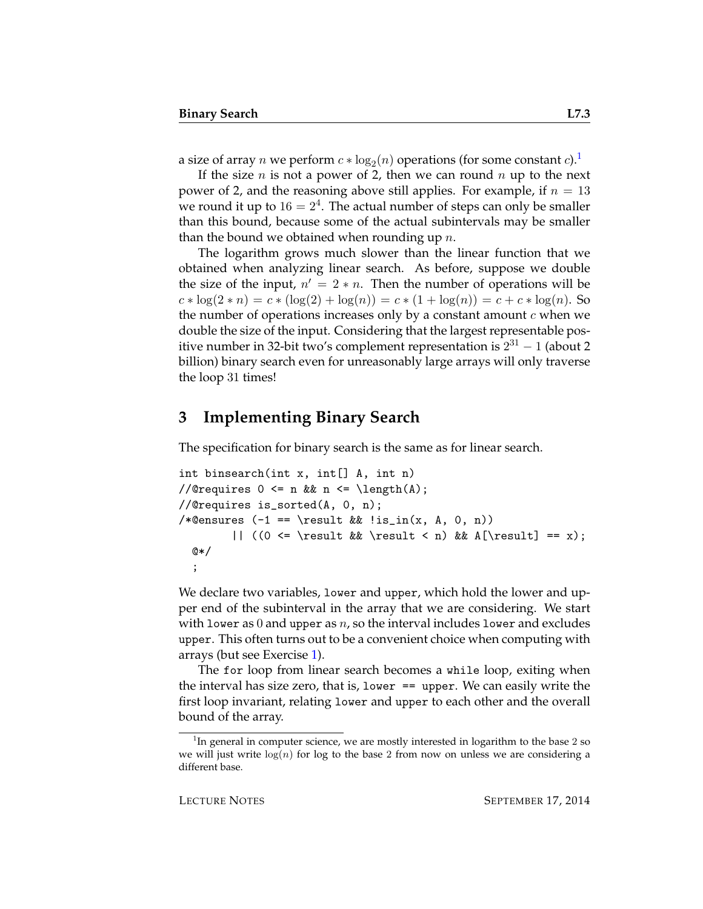a size of array $n$ we perform $c * \log_2(n)$ operations (for some constant $c$).[1]

If the size $n$ is not a power of 2, then we can round $n$ up to the next power of 2, and the reasoning above still applies. For example, if $n = 13$ we round it up to $16 = 2^4$. The actual number of steps can only be smaller than this bound, because some of the actual subintervals may be smaller than the bound we obtained when rounding up $n$.

The logarithm grows much slower than the linear function that we obtained when analyzing linear search. As before, suppose we double the size of the input, $n' = 2 * n$. Then the number of operations will be $c * \log(2 * n) = c * (\log(2) + \log(n)) = c * (1 + \log(n)) = c + c * \log(n)$. So the number of operations increases only by a constant amount $c$ when we double the size of the input. Considering that the largest representable positive number in 32-bit two's complement representation is $2^{31} - 1$ (about 2 billion) binary search even for unreasonably large arrays will only traverse the loop 31 times!

## 3 Implementing Binary Search

The specification for binary search is the same as for linear search.

```
int binsearch(int x, int[] A, int n)
//@requires 0 <= n && n <= \length(A);
//@requires is_sorted(A, 0, n);
/*@ensures (-1 == \result && !is_in(x, A, 0, n))
        || ((0 <= \result && \result < n) && A[\result] == x);
  @*/
  ;
```

We declare two variables, `lower` and `upper`, which hold the lower and upper end of the subinterval in the array that we are considering. We start with `lower` as 0 and `upper` as $n$, so the interval includes `lower` and excludes `upper`. This often turns out to be a convenient choice when computing with arrays (but see Exercise 1).

The `for` loop from linear search becomes a `while` loop, exiting when the interval has size zero, that is, `lower == upper`. We can easily write the first loop invariant, relating `lower` and `upper` to each other and the overall bound of the array.

---

[1] In general in computer science, we are mostly interested in logarithm to the base 2 so we will just write $\log(n)$ for log to the base 2 from now on unless we are considering a different base.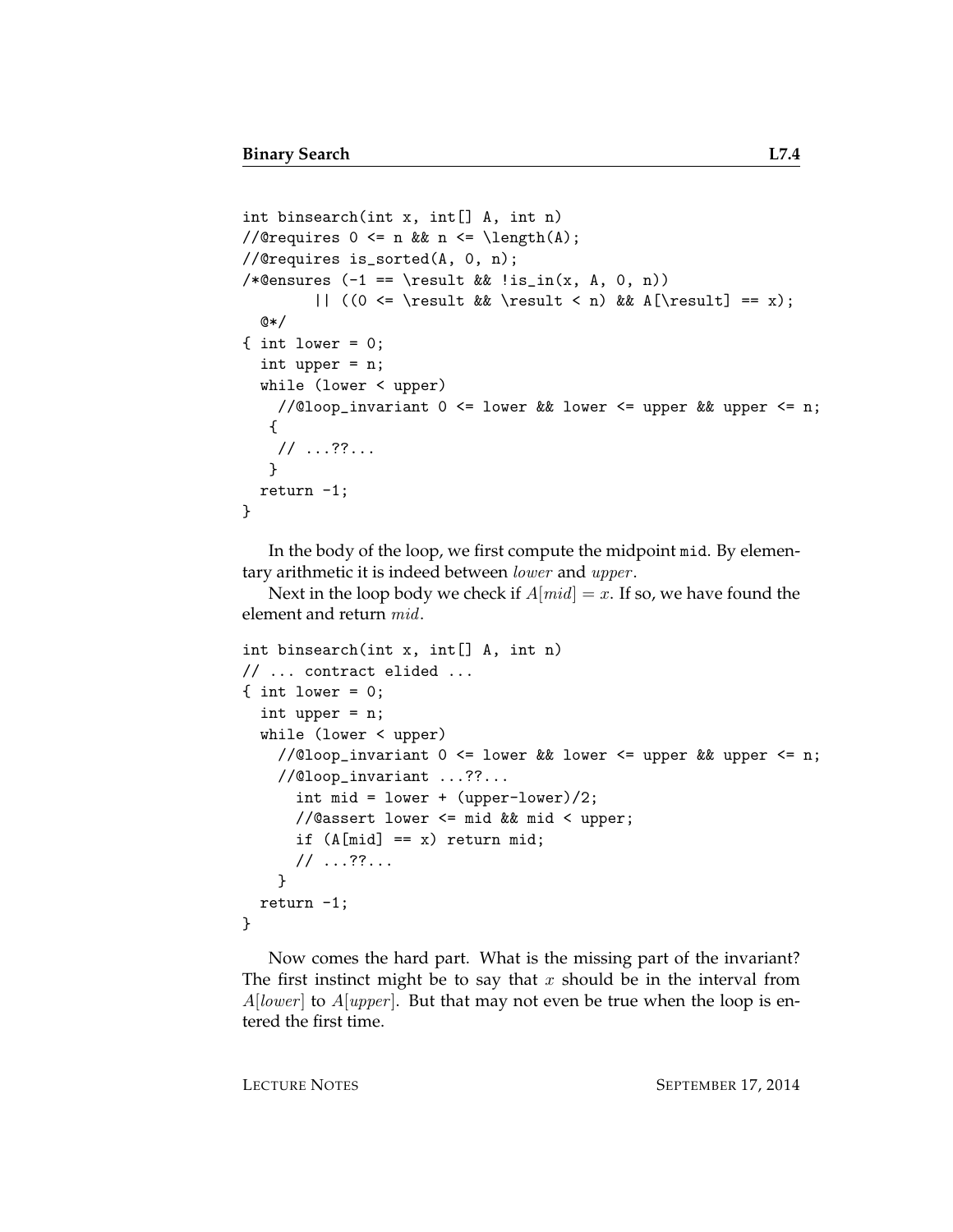```
int binsearch(int x, int[] A, int n)
//@requires 0 <= n && n <= \length(A);
//@requires is_sorted(A, 0, n);
/*@ensures (-1 == \result && !is_in(x, A, 0, n))
        || ((0 <= \result && \result < n) && A[\result] == x);
  @*/
{ int lower = 0;
  int upper = n;
  while (lower < upper)
    //@loop_invariant 0 <= lower && lower <= upper && upper <= n;
   {
    // ...??...
   }
  return -1;
}
```

In the body of the loop, we first compute the midpoint `mid`. By elementary arithmetic it is indeed between *lower* and *upper*.

Next in the loop body we check if $A[mid] = x$. If so, we have found the element and return *mid*.

```
int binsearch(int x, int[] A, int n)
// ... contract elided ...
{ int lower = 0;
  int upper = n;
  while (lower < upper)
    //@loop_invariant 0 <= lower && lower <= upper && upper <= n;
    //@loop_invariant ...??...
      int mid = lower + (upper-lower)/2;
      //@assert lower <= mid && mid < upper;
      if (A[mid] == x) return mid;
      // ...??...
    }
  return -1;
}
```

Now comes the hard part. What is the missing part of the invariant? The first instinct might be to say that $x$ should be in the interval from $A[lower]$ to $A[upper]$. But that may not even be true when the loop is entered the first time.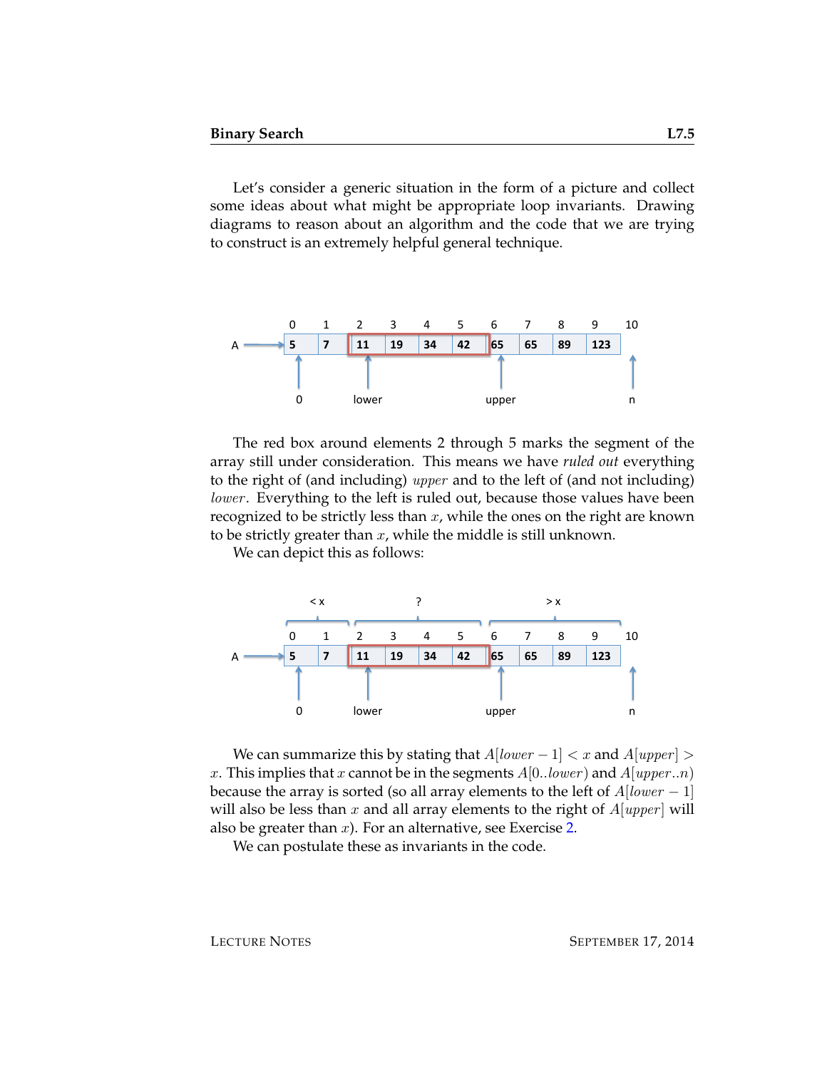Let's consider a generic situation in the form of a picture and collect some ideas about what might be appropriate loop invariants. Drawing diagrams to reason about an algorithm and the code that we are trying to construct is an extremely helpful general technique.

The red box around elements 2 through 5 marks the segment of the array still under consideration. This means we have *ruled out* everything to the right of (and including) $upper$ and to the left of (and not including) $lower$. Everything to the left is ruled out, because those values have been recognized to be strictly less than $x$, while the ones on the right are known to be strictly greater than $x$, while the middle is still unknown.

We can depict this as follows:

We can summarize this by stating that $A[lower - 1] < x$ and $A[upper] > x$. This implies that $x$ cannot be in the segments $A[0..lower)$ and $A[upper..n)$ because the array is sorted (so all array elements to the left of $A[lower - 1]$ will also be less than $x$ and all array elements to the right of $A[upper]$ will also be greater than $x$). For an alternative, see Exercise 2.

We can postulate these as invariants in the code.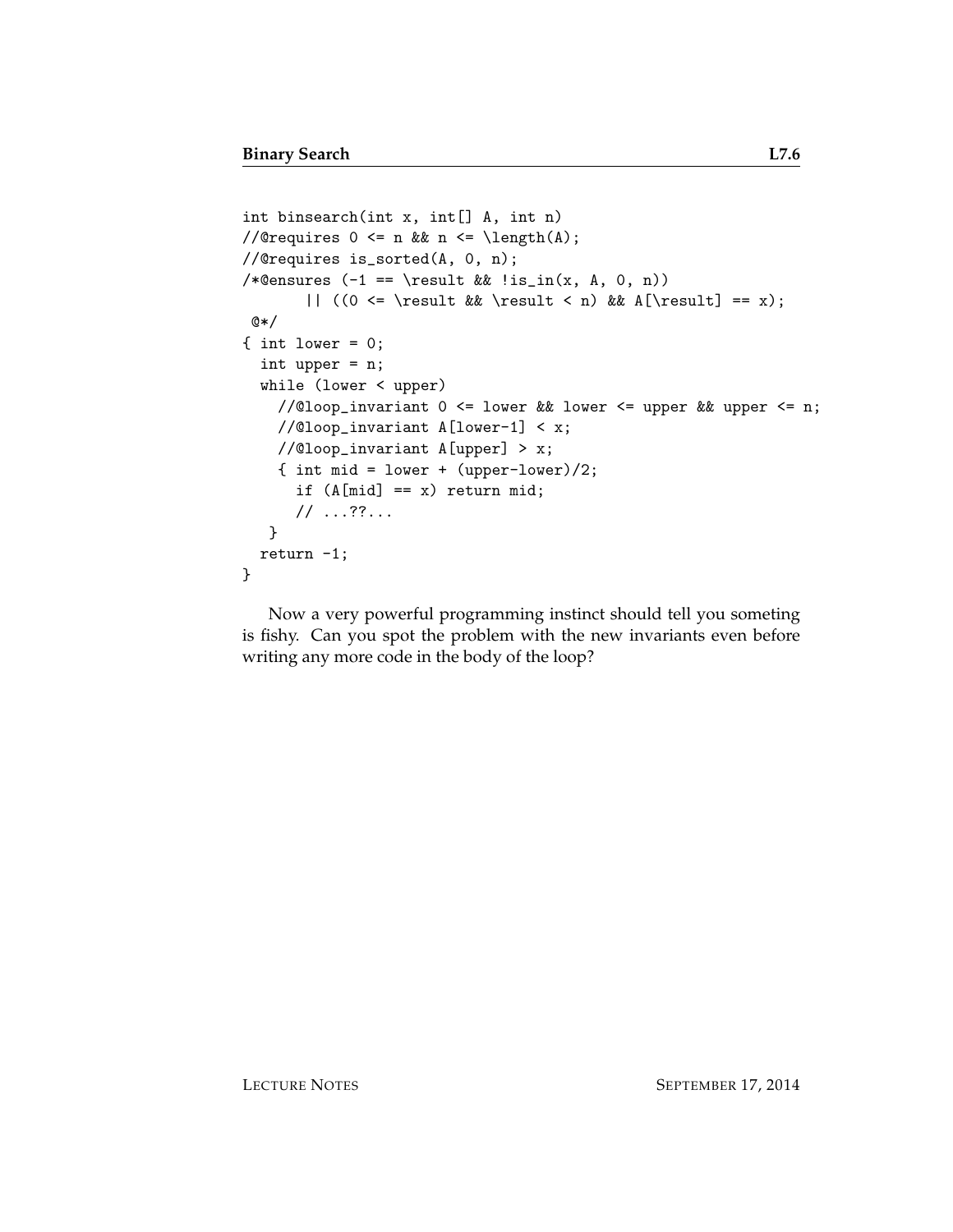```
int binsearch(int x, int[] A, int n)
//@requires 0 <= n && n <= \length(A);
//@requires is_sorted(A, 0, n);
/*@ensures (-1 == \result && !is_in(x, A, 0, n))
       || ((0 <= \result && \result < n) && A[\result] == x);
 @*/
{ int lower = 0;
  int upper = n;
  while (lower < upper)
    //@loop_invariant 0 <= lower && lower <= upper && upper <= n;
    //@loop_invariant A[lower-1] < x;
    //@loop_invariant A[upper] > x;
    { int mid = lower + (upper-lower)/2;
      if (A[mid] == x) return mid;
      // ...??...
   }
  return -1;
}
```

Now a very powerful programming instinct should tell you someting is fishy. Can you spot the problem with the new invariants even before writing any more code in the body of the loop?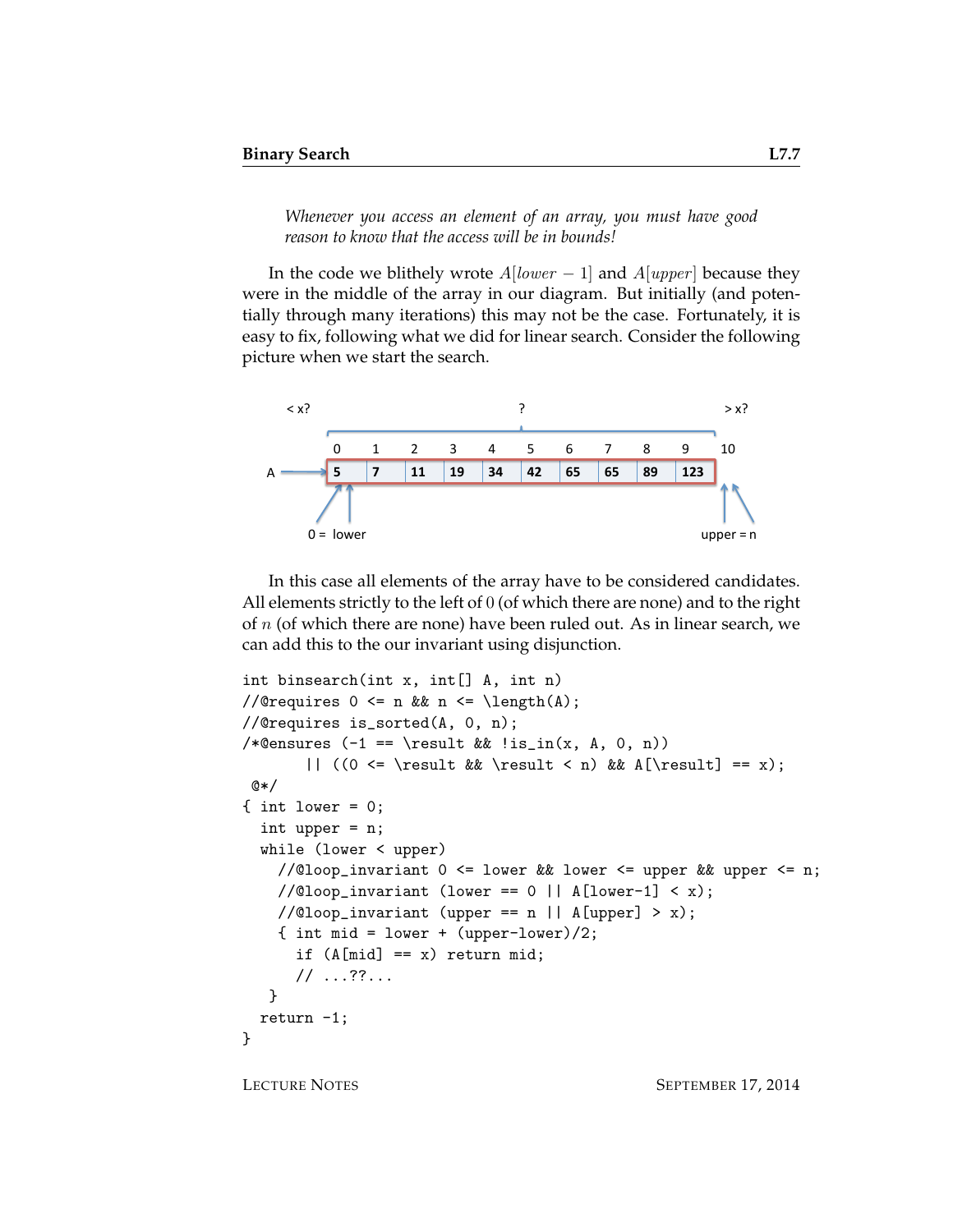*Whenever you access an element of an array, you must have good reason to know that the access will be in bounds!*

In the code we blithely wrote $A[lower - 1]$ and $A[upper]$ because they were in the middle of the array in our diagram. But initially (and potentially through many iterations) this may not be the case. Fortunately, it is easy to fix, following what we did for linear search. Consider the following picture when we start the search.

In this case all elements of the array have to be considered candidates. All elements strictly to the left of $0$ (of which there are none) and to the right of $n$ (of which there are none) have been ruled out. As in linear search, we can add this to the our invariant using disjunction.

```
int binsearch(int x, int[] A, int n)
//@requires 0 <= n && n <= \length(A);
//@requires is_sorted(A, 0, n);
/*@ensures (-1 == \result && !is_in(x, A, 0, n))
       || ((0 <= \result && \result < n) && A[\result] == x);
 @*/
{ int lower = 0;
  int upper = n;
  while (lower < upper)
    //@loop_invariant 0 <= lower && lower <= upper && upper <= n;
    //@loop_invariant (lower == 0 || A[lower-1] < x);
    //@loop_invariant (upper == n || A[upper] > x);
    { int mid = lower + (upper-lower)/2;
      if (A[mid] == x) return mid;
      // ...??...
   }
  return -1;
}
```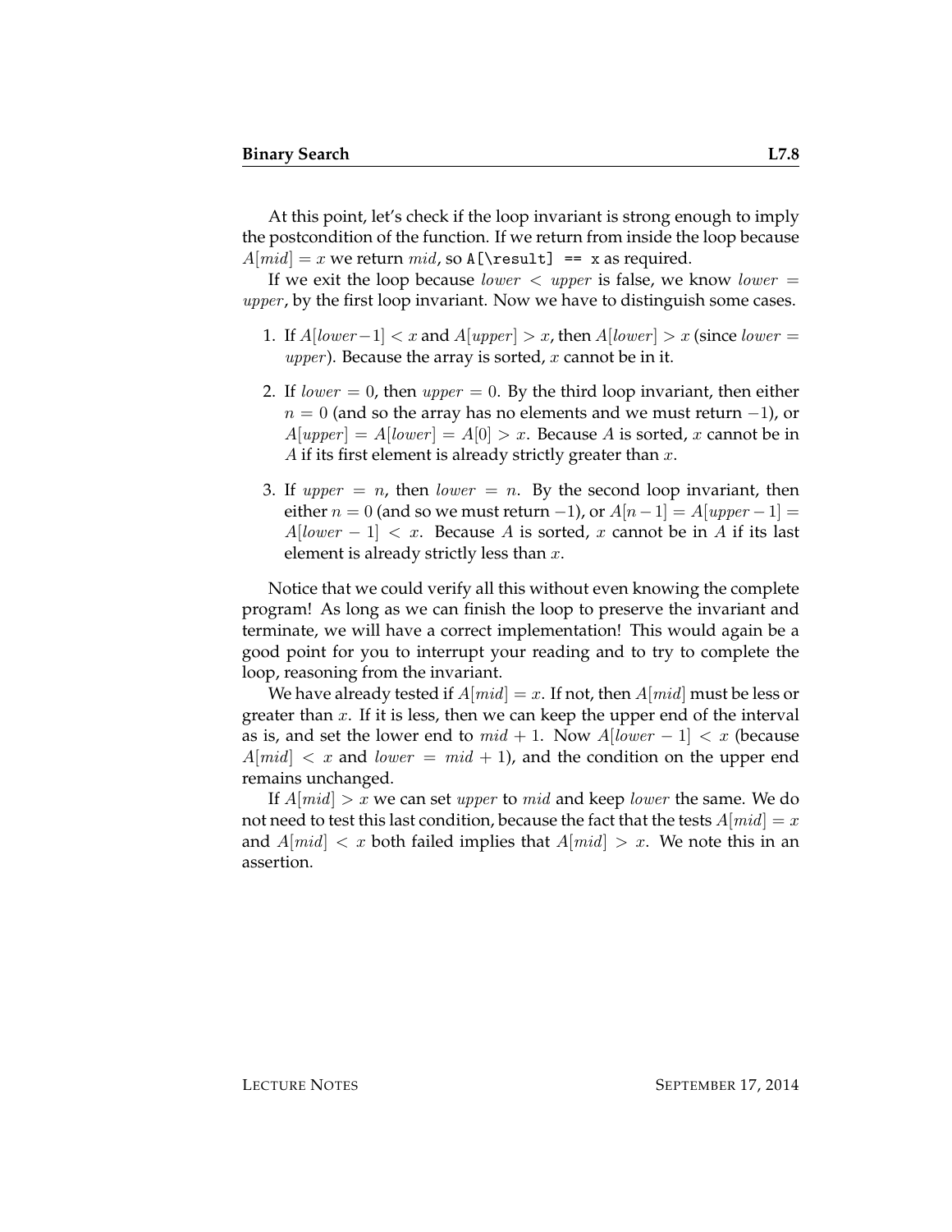At this point, let's check if the loop invariant is strong enough to imply the postcondition of the function. If we return from inside the loop because $A[mid] = x$ we return $mid$, so `A[\result] == x` as required.

If we exit the loop because $lower < upper$ is false, we know $lower = upper$, by the first loop invariant. Now we have to distinguish some cases.

1. If $A[lower-1] < x$ and $A[upper] > x$, then $A[lower] > x$ (since $lower = upper$). Because the array is sorted, $x$ cannot be in it.
2. If $lower = 0$, then $upper = 0$. By the third loop invariant, then either $n = 0$ (and so the array has no elements and we must return $-1$), or $A[upper] = A[lower] = A[0] > x$. Because $A$ is sorted, $x$ cannot be in $A$ if its first element is already strictly greater than $x$.
3. If $upper = n$, then $lower = n$. By the second loop invariant, then either $n = 0$ (and so we must return $-1$), or $A[n-1] = A[upper-1] = A[lower-1] < x$. Because $A$ is sorted, $x$ cannot be in $A$ if its last element is already strictly less than $x$.

Notice that we could verify all this without even knowing the complete program! As long as we can finish the loop to preserve the invariant and terminate, we will have a correct implementation! This would again be a good point for you to interrupt your reading and to try to complete the loop, reasoning from the invariant.

We have already tested if $A[mid] = x$. If not, then $A[mid]$ must be less or greater than $x$. If it is less, then we can keep the upper end of the interval as is, and set the lower end to $mid + 1$. Now $A[lower - 1] < x$ (because $A[mid] < x$ and $lower = mid + 1$), and the condition on the upper end remains unchanged.

If $A[mid] > x$ we can set $upper$ to $mid$ and keep $lower$ the same. We do not need to test this last condition, because the fact that the tests $A[mid] = x$ and $A[mid] < x$ both failed implies that $A[mid] > x$. We note this in an assertion.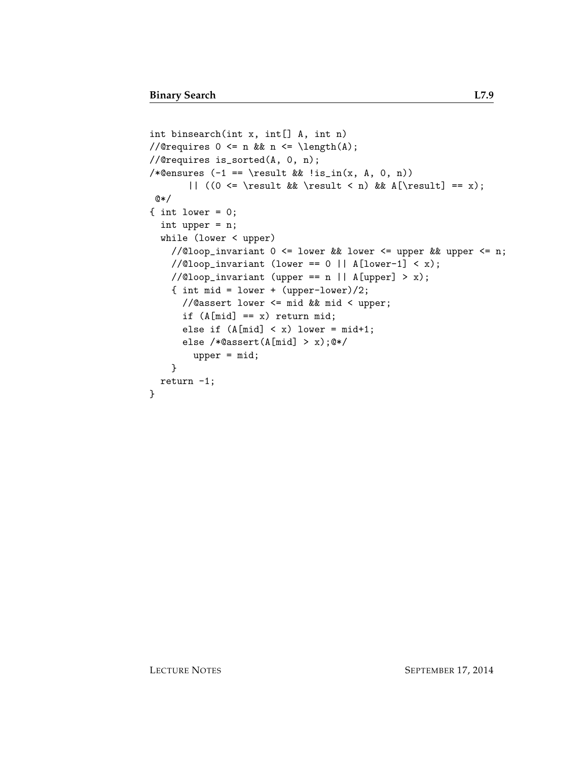```
int binsearch(int x, int[] A, int n)
//@requires 0 <= n && n <= \length(A);
//@requires is_sorted(A, 0, n);
/*@ensures (-1 == \result && !is_in(x, A, 0, n))
       || ((0 <= \result && \result < n) && A[\result] == x);
 @*/
{ int lower = 0;
  int upper = n;
  while (lower < upper)
    //@loop_invariant 0 <= lower && lower <= upper && upper <= n;
    //@loop_invariant (lower == 0 || A[lower-1] < x);
    //@loop_invariant (upper == n || A[upper] > x);
    { int mid = lower + (upper-lower)/2;
      //@assert lower <= mid && mid < upper;
      if (A[mid] == x) return mid;
      else if (A[mid] < x) lower = mid+1;
      else /*@assert(A[mid] > x);@*/
        upper = mid;
    }
  return -1;
}
```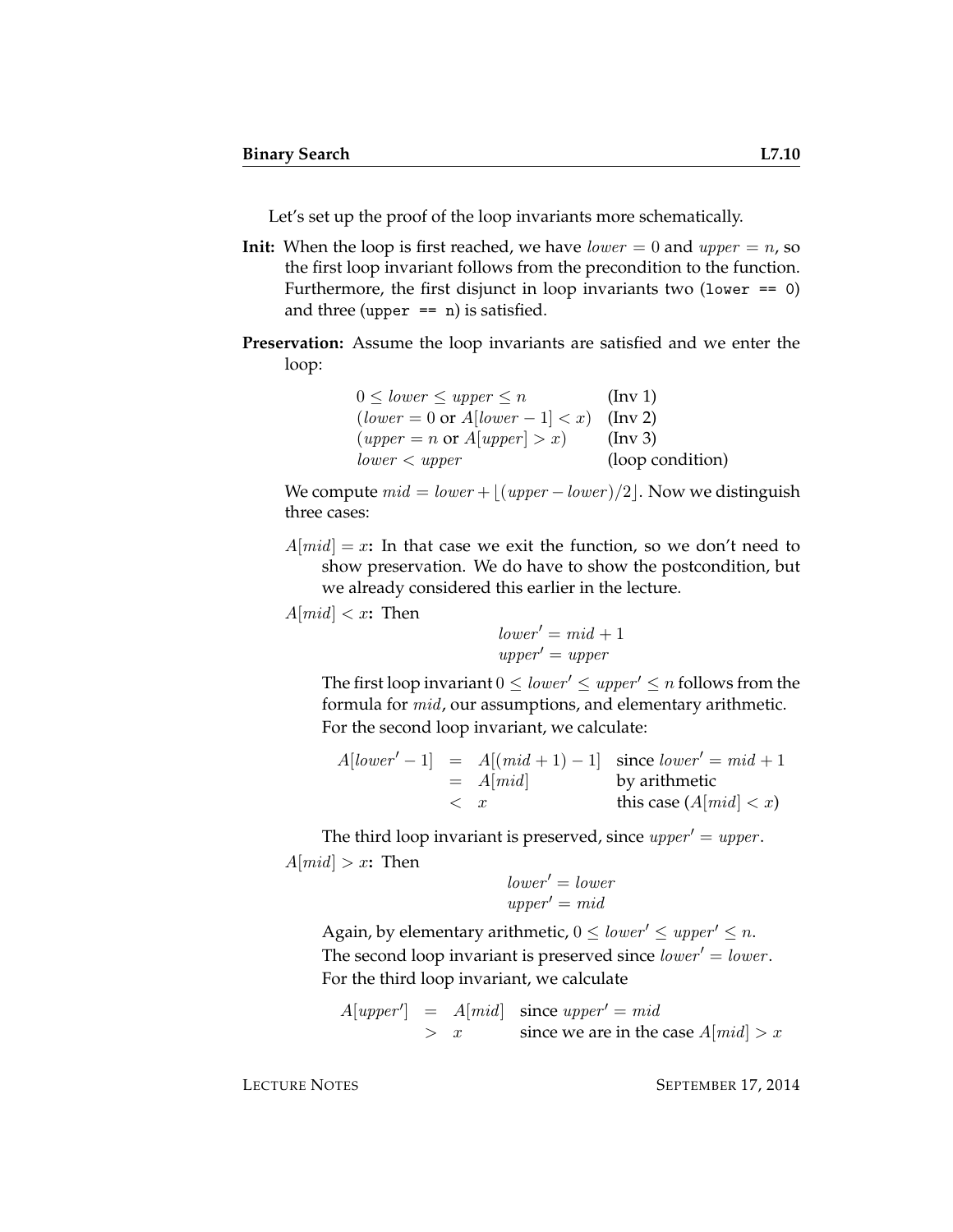Let's set up the proof of the loop invariants more schematically.

**Init:** When the loop is first reached, we have $lower = 0$ and $upper = n$, so the first loop invariant follows from the precondition to the function. Furthermore, the first disjunct in loop invariants two (`lower == 0`) and three (`upper == n`) is satisfied.

**Preservation:** Assume the loop invariants are satisfied and we enter the loop:

$$
\begin{array}{ll}
0 \leq lower \leq upper \leq n & \text{(Inv 1)} \\
(lower = 0 \text{ or } A[lower - 1] < x) & \text{(Inv 2)} \\
(upper = n \text{ or } A[upper] > x) & \text{(Inv 3)} \\
lower < upper & \text{(loop condition)}
\end{array}
$$

We compute $mid = lower + \lfloor (upper - lower)/2 \rfloor$. Now we distinguish three cases:

**$A[mid] = x$:** In that case we exit the function, so we don't need to show preservation. We do have to show the postcondition, but we already considered this earlier in the lecture.

**$A[mid] < x$:** Then

$$
\begin{array}{l}
lower' = mid + 1 \\
upper' = upper
\end{array}
$$

The first loop invariant $0 \leq lower' \leq upper' \leq n$ follows from the formula for $mid$, our assumptions, and elementary arithmetic. For the second loop invariant, we calculate:

$$
\begin{array}{rcll}
A[lower' - 1] & = & A[(mid + 1) - 1] & \text{since } lower' = mid + 1 \\
& = & A[mid] & \text{by arithmetic} \\
& < & x & \text{this case } (A[mid] < x)
\end{array}
$$

The third loop invariant is preserved, since $upper' = upper$.

**$A[mid] > x$:** Then

$$
\begin{array}{l}
lower' = lower \\
upper' = mid
\end{array}
$$

Again, by elementary arithmetic, $0 \leq lower' \leq upper' \leq n$.
The second loop invariant is preserved since $lower' = lower$.
For the third loop invariant, we calculate

$$
\begin{array}{rcll}
A[upper'] & = & A[mid] & \text{since } upper' = mid \\
& > & x & \text{since we are in the case } A[mid] > x
\end{array}
$$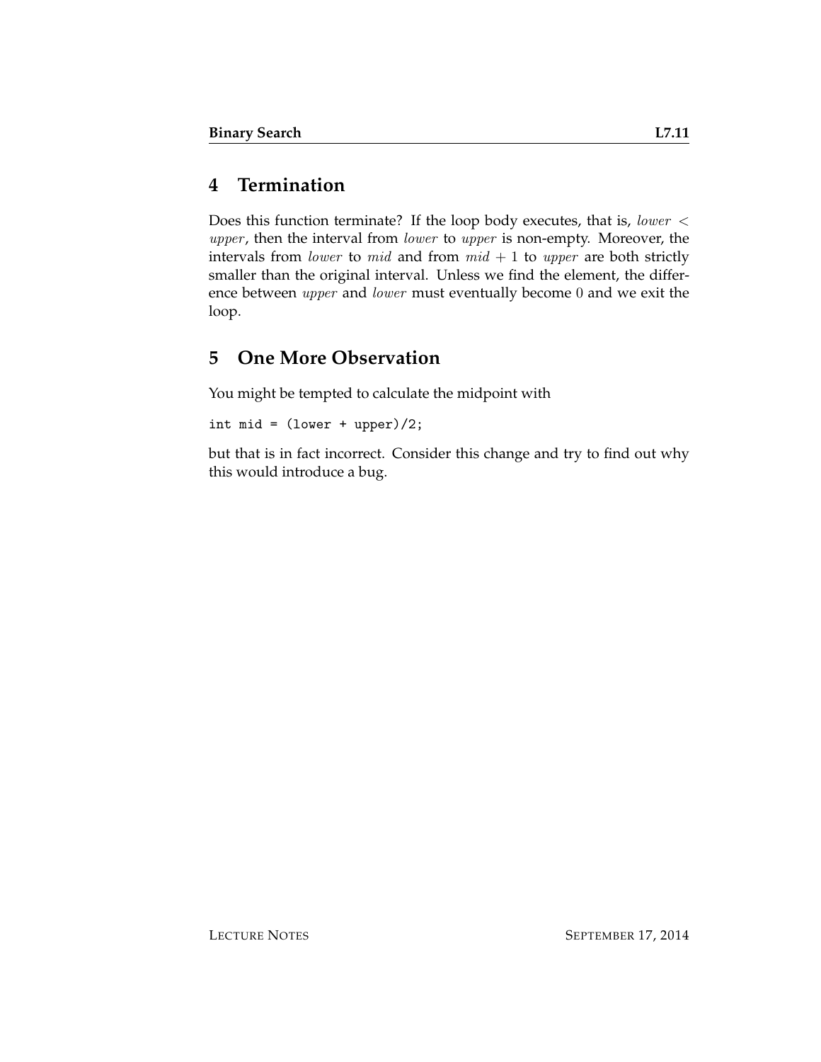## 4 Termination

Does this function terminate? If the loop body executes, that is, $lower < upper$, then the interval from $lower$ to $upper$ is non-empty. Moreover, the intervals from $lower$ to $mid$ and from $mid + 1$ to $upper$ are both strictly smaller than the original interval. Unless we find the element, the difference between $upper$ and $lower$ must eventually become $0$ and we exit the loop.

## 5 One More Observation

You might be tempted to calculate the midpoint with

```
int mid = (lower + upper)/2;
```

but that is in fact incorrect. Consider this change and try to find out why this would introduce a bug.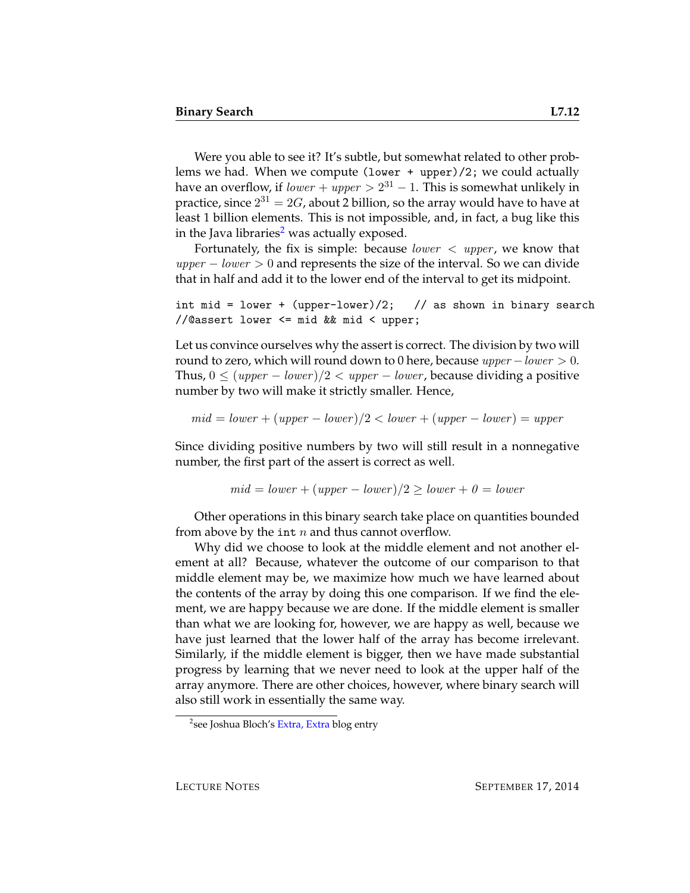Were you able to see it? It's subtle, but somewhat related to other problems we had. When we compute `(lower + upper)/2;` we could actually have an overflow, if $lower + upper > 2^{31} - 1$. This is somewhat unlikely in practice, since $2^{31} = 2G$, about 2 billion, so the array would have to have at least 1 billion elements. This is not impossible, and, in fact, a bug like this in the Java libraries[2] was actually exposed.

Fortunately, the fix is simple: because $lower < upper$, we know that $upper - lower > 0$ and represents the size of the interval. So we can divide that in half and add it to the lower end of the interval to get its midpoint.

```
int mid = lower + (upper-lower)/2;   // as shown in binary search
//@assert lower <= mid && mid < upper;
```

Let us convince ourselves why the assert is correct. The division by two will round to zero, which will round down to 0 here, because $upper - lower > 0$. Thus, $0 \leq (upper - lower)/2 < upper - lower$, because dividing a positive number by two will make it strictly smaller. Hence,

$$mid = lower + (upper - lower)/2 < lower + (upper - lower) = upper$$

Since dividing positive numbers by two will still result in a nonnegative number, the first part of the assert is correct as well.

$$mid = lower + (upper - lower)/2 \geq lower + 0 = lower$$

Other operations in this binary search take place on quantities bounded from above by the `int` $n$ and thus cannot overflow.

Why did we choose to look at the middle element and not another element at all? Because, whatever the outcome of our comparison to that middle element may be, we maximize how much we have learned about the contents of the array by doing this one comparison. If we find the element, we are happy because we are done. If the middle element is smaller than what we are looking for, however, we are happy as well, because we have just learned that the lower half of the array has become irrelevant. Similarly, if the middle element is bigger, then we have made substantial progress by learning that we never need to look at the upper half of the array anymore. There are other choices, however, where binary search will also still work in essentially the same way.

[2] see Joshua Bloch's Extra, Extra blog entry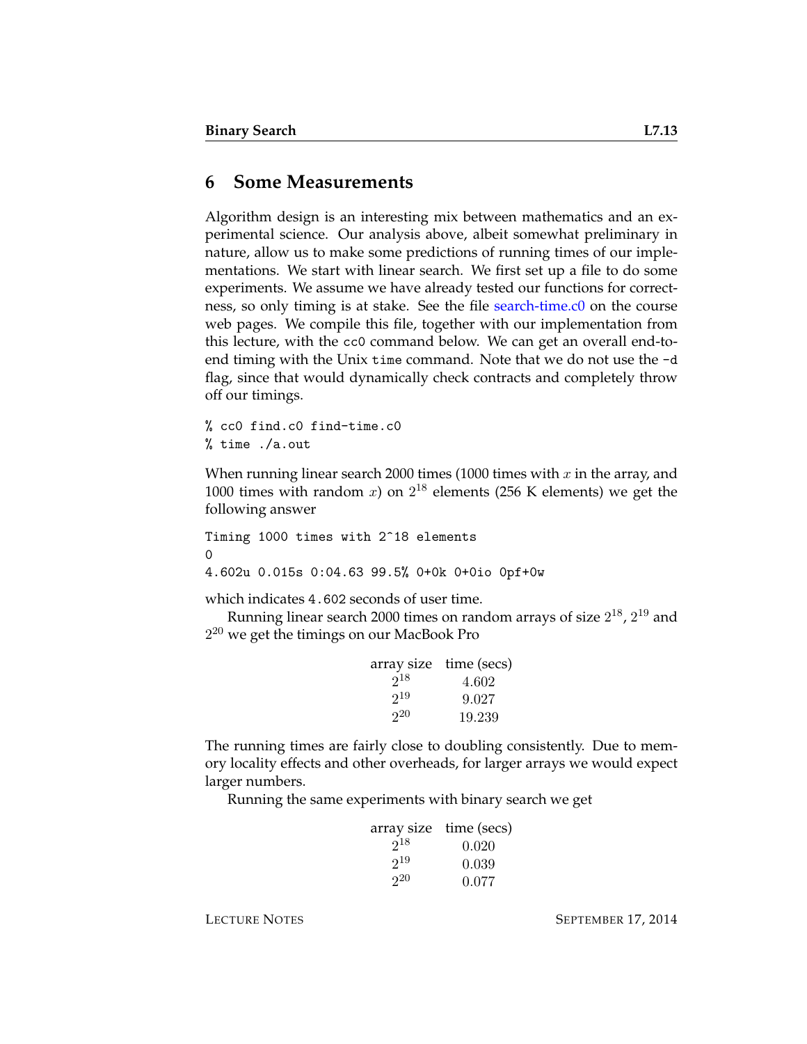## 6 Some Measurements

Algorithm design is an interesting mix between mathematics and an experimental science. Our analysis above, albeit somewhat preliminary in nature, allow us to make some predictions of running times of our implementations. We start with linear search. We first set up a file to do some experiments. We assume we have already tested our functions for correctness, so only timing is at stake. See the file search-time.c0 on the course web pages. We compile this file, together with our implementation from this lecture, with the `cc0` command below. We can get an overall end-to-end timing with the Unix `time` command. Note that we do not use the `-d` flag, since that would dynamically check contracts and completely throw off our timings.

```
% cc0 find.c0 find-time.c0
% time ./a.out
```

When running linear search 2000 times (1000 times with $x$ in the array, and 1000 times with random $x$) on $2^{18}$ elements (256 K elements) we get the following answer

```
Timing 1000 times with 2^18 elements
0
4.602u 0.015s 0:04.63 99.5% 0+0k 0+0io 0pf+0w
```

which indicates `4.602` seconds of user time.

Running linear search 2000 times on random arrays of size $2^{18}$, $2^{19}$ and $2^{20}$ we get the timings on our MacBook Pro

| array size | time (secs) |
|---|---|
| $2^{18}$ | 4.602 |
| $2^{19}$ | 9.027 |
| $2^{20}$ | 19.239 |

The running times are fairly close to doubling consistently. Due to memory locality effects and other overheads, for larger arrays we would expect larger numbers.

Running the same experiments with binary search we get

| array size | time (secs) |
|---|---|
| $2^{18}$ | 0.020 |
| $2^{19}$ | 0.039 |
| $2^{20}$ | 0.077 |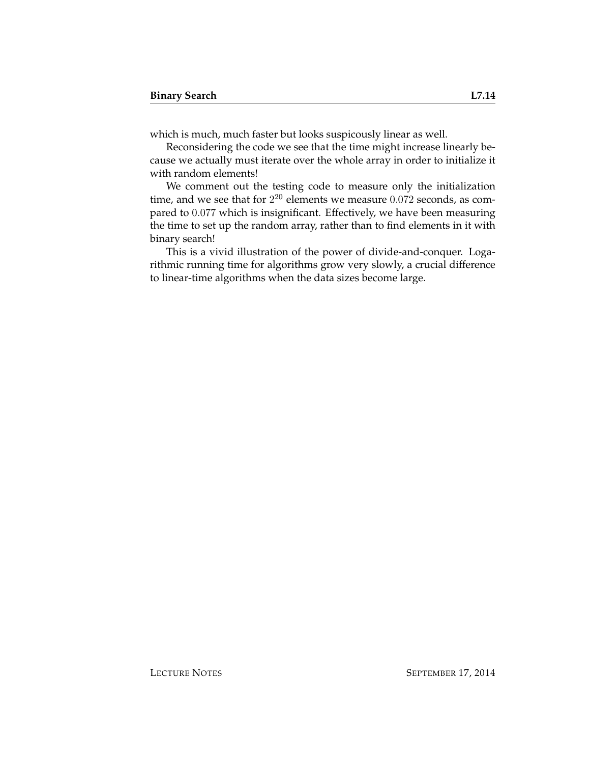which is much, much faster but looks suspicously linear as well.

Reconsidering the code we see that the time might increase linearly because we actually must iterate over the whole array in order to initialize it with random elements!

We comment out the testing code to measure only the initialization time, and we see that for $2^{20}$ elements we measure $0.072$ seconds, as compared to $0.077$ which is insignificant. Effectively, we have been measuring the time to set up the random array, rather than to find elements in it with binary search!

This is a vivid illustration of the power of divide-and-conquer. Logarithmic running time for algorithms grow very slowly, a crucial difference to linear-time algorithms when the data sizes become large.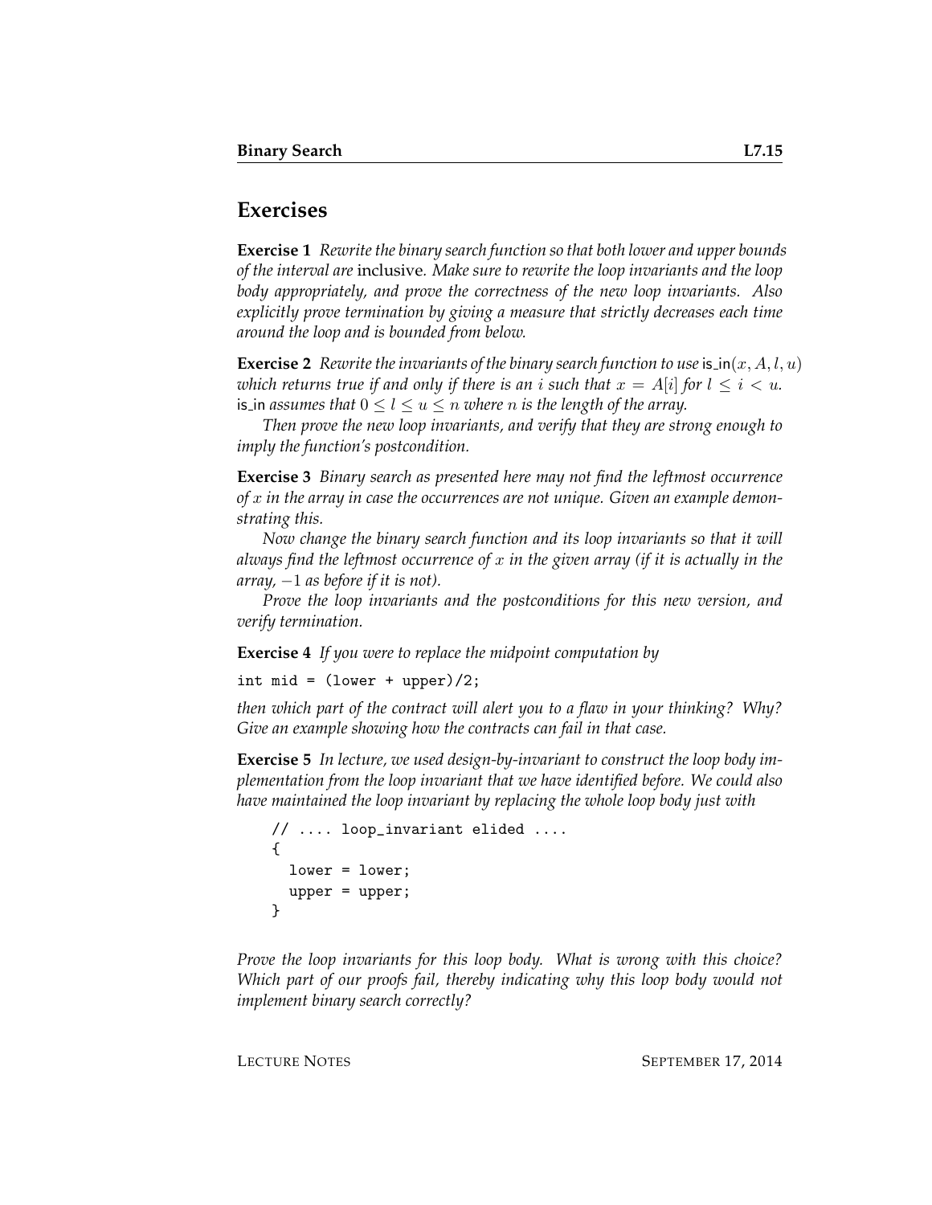## Exercises

**Exercise 1** *Rewrite the binary search function so that both lower and upper bounds of the interval are* inclusive*. Make sure to rewrite the loop invariants and the loop body appropriately, and prove the correctness of the new loop invariants. Also explicitly prove termination by giving a measure that strictly decreases each time around the loop and is bounded from below.*

**Exercise 2** *Rewrite the invariants of the binary search function to use* is_in$(x, A, l, u)$ *which returns true if and only if there is an $i$ such that $x = A[i]$ for $l \leq i < u$.* is_in *assumes that $0 \leq l \leq u \leq n$ where $n$ is the length of the array.*

*Then prove the new loop invariants, and verify that they are strong enough to imply the function's postcondition.*

**Exercise 3** *Binary search as presented here may not find the leftmost occurrence of $x$ in the array in case the occurrences are not unique. Given an example demonstrating this.*

*Now change the binary search function and its loop invariants so that it will always find the leftmost occurrence of $x$ in the given array (if it is actually in the array, $-1$ as before if it is not).*

*Prove the loop invariants and the postconditions for this new version, and verify termination.*

**Exercise 4** *If you were to replace the midpoint computation by*

```
int mid = (lower + upper)/2;
```

*then which part of the contract will alert you to a flaw in your thinking? Why? Give an example showing how the contracts can fail in that case.*

**Exercise 5** *In lecture, we used design-by-invariant to construct the loop body implementation from the loop invariant that we have identified before. We could also have maintained the loop invariant by replacing the whole loop body just with*

```
// .... loop_invariant elided ....
{
  lower = lower;
  upper = upper;
}
```

*Prove the loop invariants for this loop body. What is wrong with this choice? Which part of our proofs fail, thereby indicating why this loop body would not implement binary search correctly?*